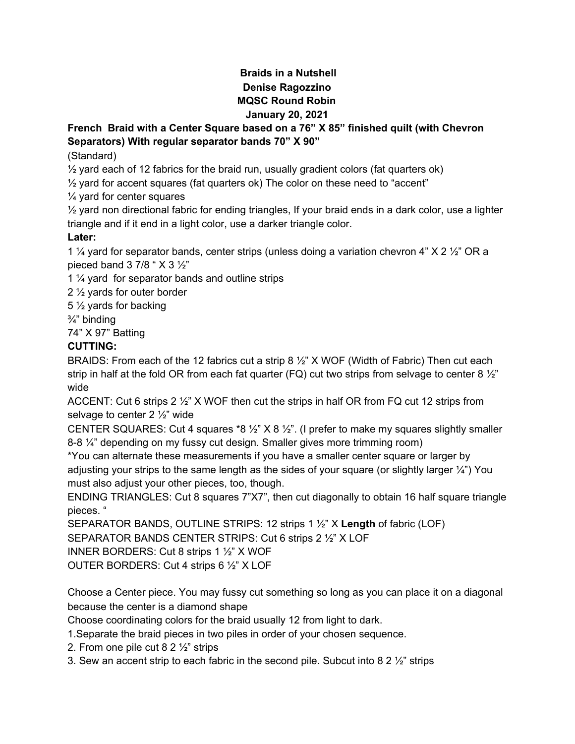# Braids in a Nutshell

**Denise Ragozzino**

**MQSC Round Robin**

**January 20, 2021**

**French Braid with a Center Square based on a 76" X 85" finished quilt (with Chevron Separators) With regular separator bands 70" X 90"**

(Standard)

½ yard each of 12 fabrics for the braid run, usually gradient colors (fat quarters ok)

½ yard for accent squares (fat quarters ok) The color on these need to "accent"

¼ yard for center squares

½ yard non directional fabric for ending triangles, If your braid ends in a dark color, use a lighter triangle and if it end in a light color, use a darker triangle color.

**Later:**

1 ¼ yard for separator bands, center strips (unless doing a variation chevron 4" X 2 ½" OR a pieced band 3 7/8 " X 3 ½"

1 ¼ yard for separator bands and outline strips

2 ½ yards for outer border

5 ½ yards for backing

¾" binding

74" X 97" Batting

**CUTTING:**

BRAIDS: From each of the 12 fabrics cut a strip 8 ½" X WOF (Width of Fabric) Then cut each strip in half at the fold OR from each fat quarter (FQ) cut two strips from selvage to center 8 ½" wide

ACCENT: Cut 6 strips 2 ½" X WOF then cut the strips in half OR from FQ cut 12 strips from selvage to center 2 ½" wide

CENTER SQUARES: Cut 4 squares *8 ½" X 8 ½". (I prefer to make my squares slightly smaller 8-8 ¼" depending on my fussy cut design. Smaller gives more trimming room)

*You can alternate these measurements if you have a smaller center square or larger by adjusting your strips to the same length as the sides of your square (or slightly larger ¼") You must also adjust your other pieces, too, though.

ENDING TRIANGLES: Cut 8 squares 7"X7", then cut diagonally to obtain 16 half square triangle pieces. "

SEPARATOR BANDS, OUTLINE STRIPS: 12 strips 1 ½" X **Length** of fabric (LOF)

SEPARATOR BANDS CENTER STRIPS: Cut 6 strips 2 ½" X LOF

INNER BORDERS: Cut 8 strips 1 ½" X WOF

OUTER BORDERS: Cut 4 strips 6 ½" X LOF

Choose a Center piece. You may fussy cut something so long as you can place it on a diagonal because the center is a diamond shape

Choose coordinating colors for the braid usually 12 from light to dark.

1.Separate the braid pieces in two piles in order of your chosen sequence.

2. From one pile cut 8 2 ½" strips

3. Sew an accent strip to each fabric in the second pile. Subcut into 8 2 ½" strips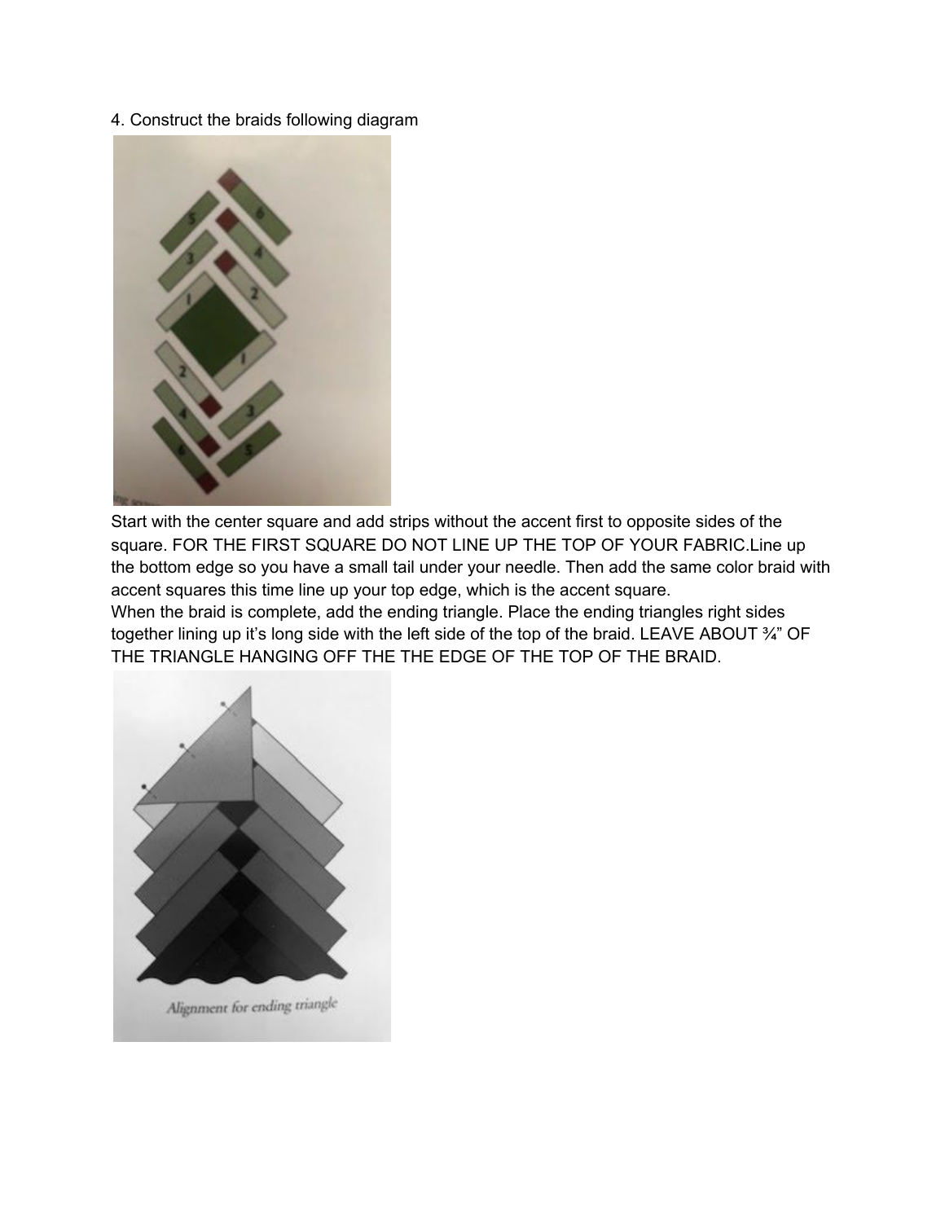4. Construct the braids following diagram

Start with the center square and add strips without the accent first to opposite sides of the square. FOR THE FIRST SQUARE DO NOT LINE UP THE TOP OF YOUR FABRIC.Line up the bottom edge so you have a small tail under your needle. Then add the same color braid with accent squares this time line up your top edge, which is the accent square.

When the braid is complete, add the ending triangle. Place the ending triangles right sides together lining up it's long side with the left side of the top of the braid. LEAVE ABOUT ¾" OF THE TRIANGLE HANGING OFF THE THE EDGE OF THE TOP OF THE BRAID.

Alignment for ending triangle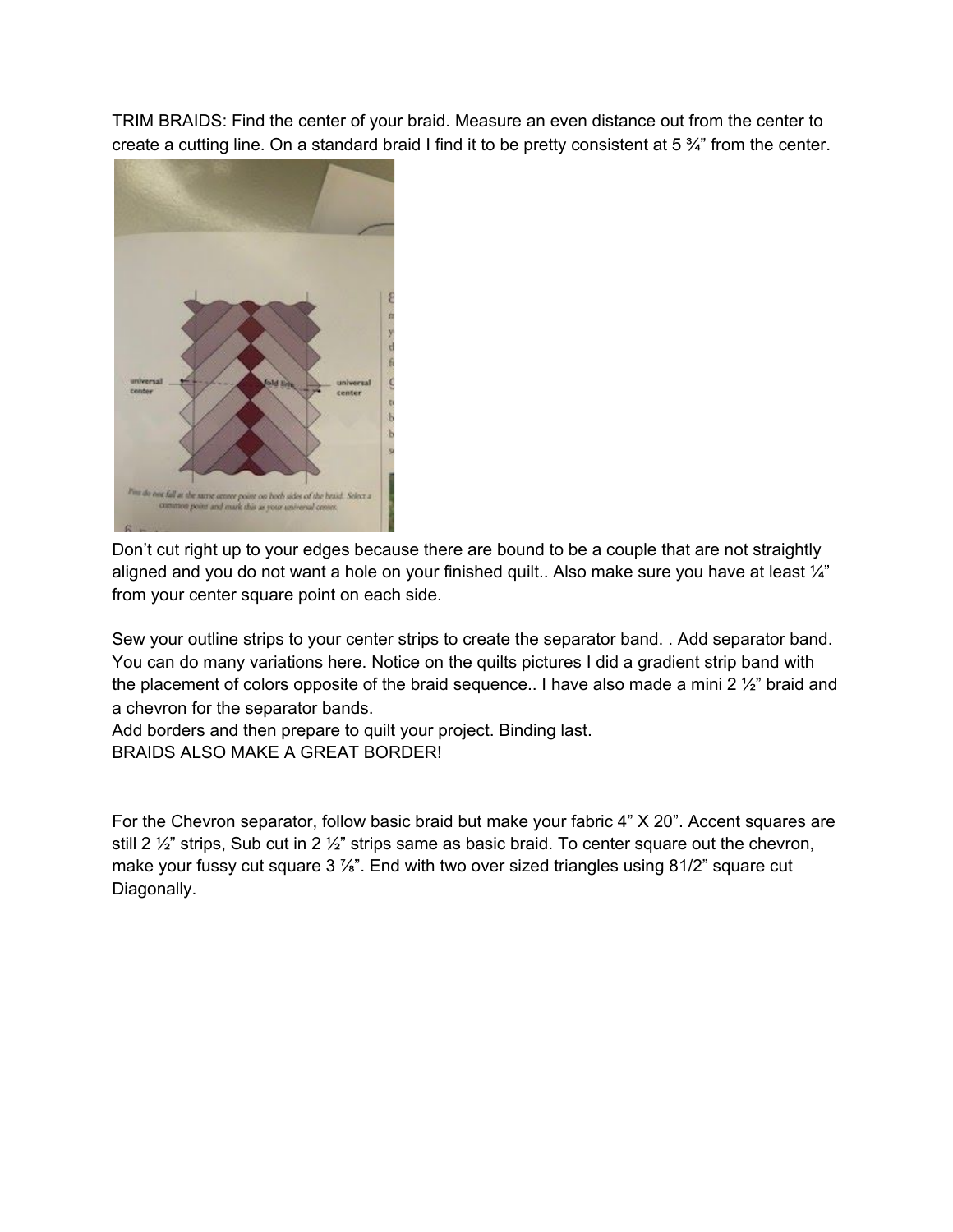TRIM BRAIDS: Find the center of your braid. Measure an even distance out from the center to create a cutting line. On a standard braid I find it to be pretty consistent at 5 ¾" from the center.

Don't cut right up to your edges because there are bound to be a couple that are not straightly aligned and you do not want a hole on your finished quilt.. Also make sure you have at least ¼" from your center square point on each side.

Sew your outline strips to your center strips to create the separator band. . Add separator band. You can do many variations here. Notice on the quilts pictures I did a gradient strip band with the placement of colors opposite of the braid sequence.. I have also made a mini 2 ½" braid and a chevron for the separator bands.
Add borders and then prepare to quilt your project. Binding last.
BRAIDS ALSO MAKE A GREAT BORDER!

For the Chevron separator, follow basic braid but make your fabric 4" X 20". Accent squares are still 2 ½" strips, Sub cut in 2 ½" strips same as basic braid. To center square out the chevron, make your fussy cut square 3 ⅞". End with two over sized triangles using 81/2" square cut Diagonally.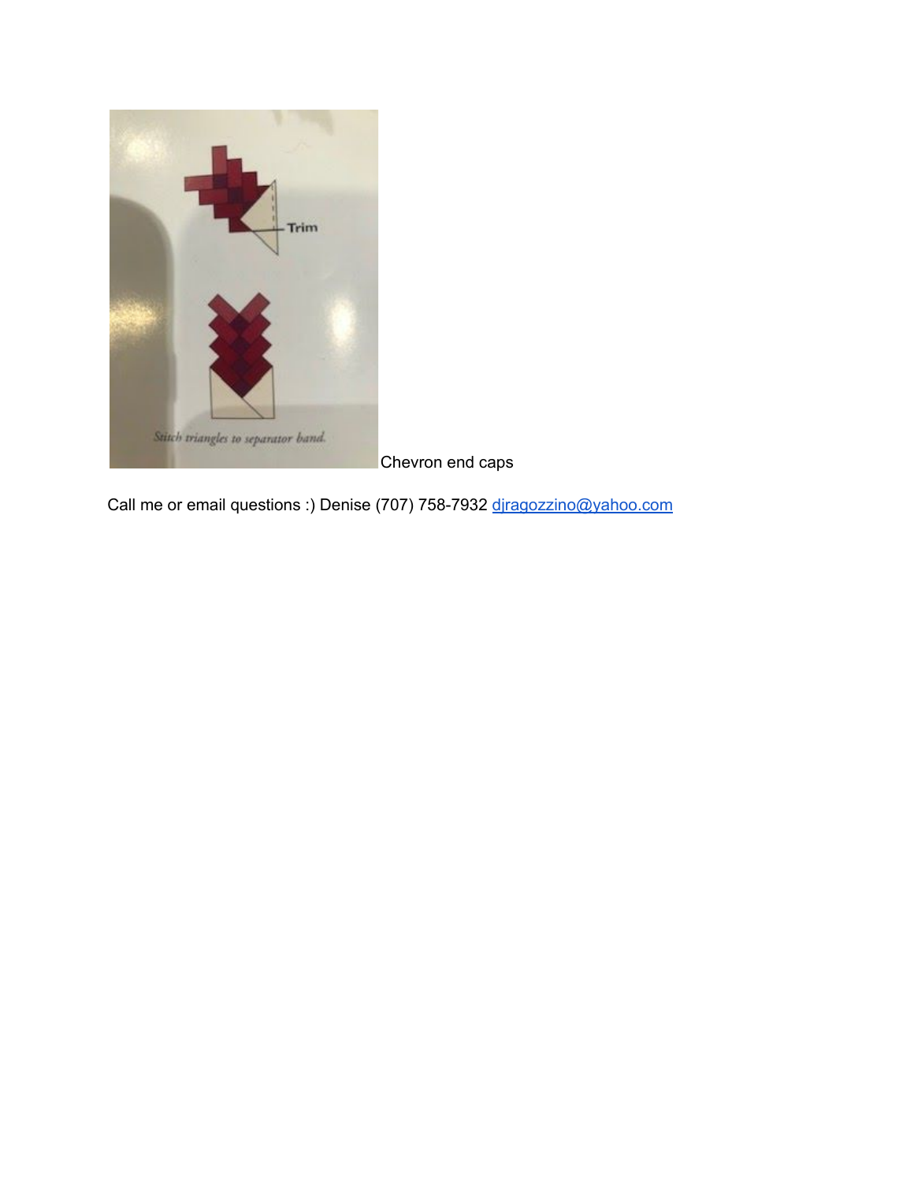Chevron end caps

Call me or email questions :) Denise (707) 758-7932 [djragozzino@yahoo.com](mailto:djragozzino@yahoo.com)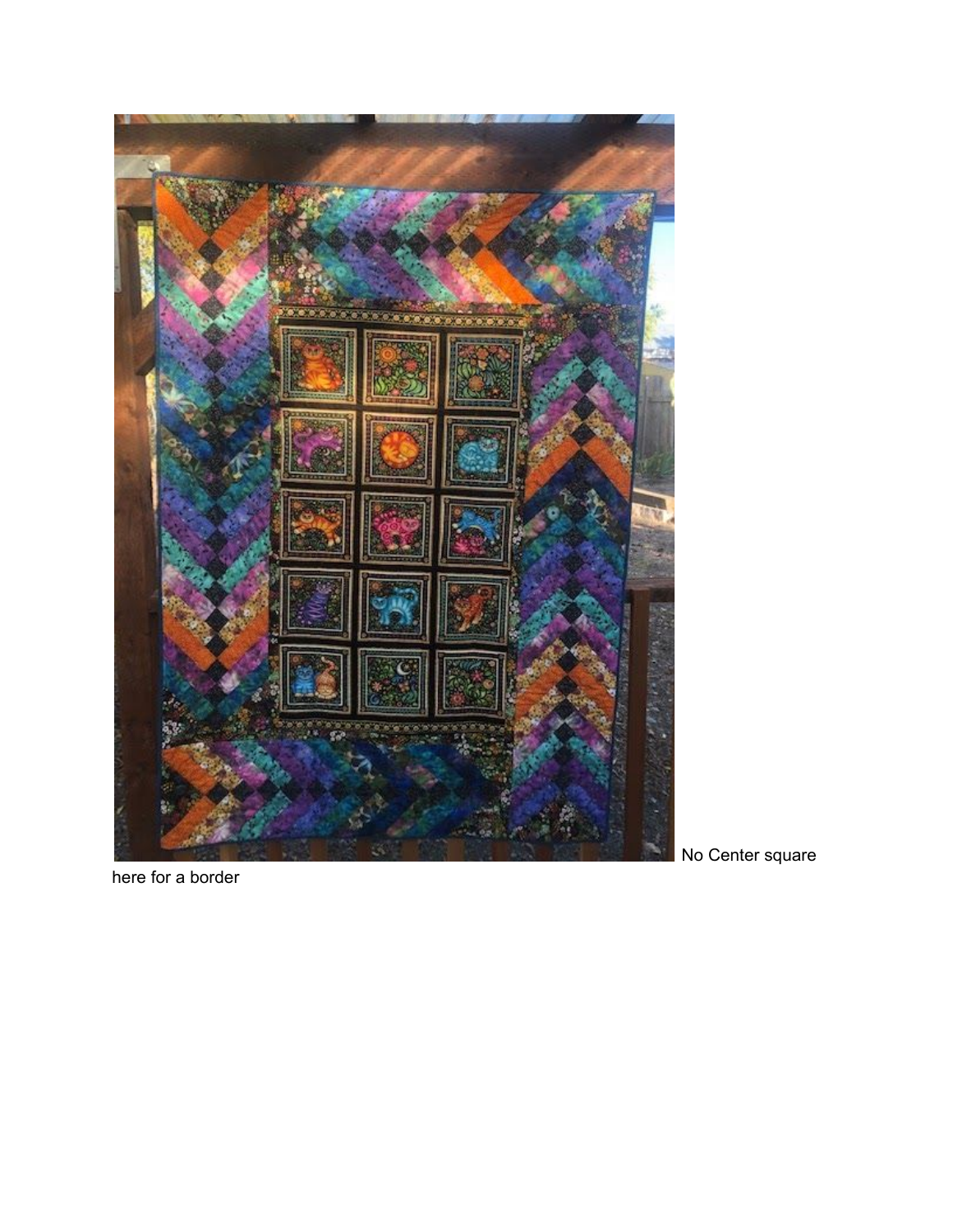No Center square here for a border